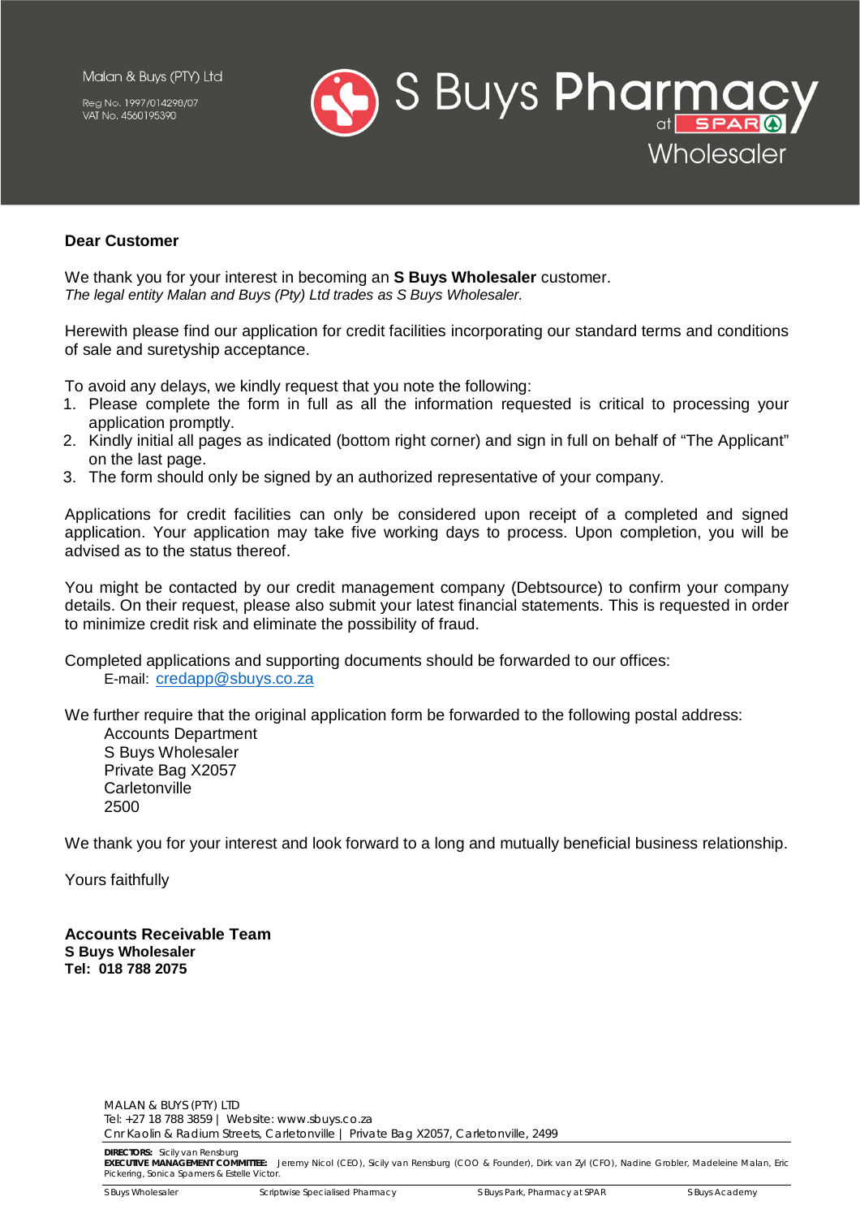Malan & Buys (PTY) Ltd

Reg No. 1997/014298/07
VAT No. 4560195390

S Buys Pharmacy at SPAR Wholesaler

**Dear Customer**

We thank you for your interest in becoming an **S Buys Wholesaler** customer.
*The legal entity Malan and Buys (Pty) Ltd trades as S Buys Wholesaler.*

Herewith please find our application for credit facilities incorporating our standard terms and conditions of sale and suretyship acceptance.

To avoid any delays, we kindly request that you note the following:

1. Please complete the form in full as all the information requested is critical to processing your application promptly.
2. Kindly initial all pages as indicated (bottom right corner) and sign in full on behalf of "The Applicant" on the last page.
3. The form should only be signed by an authorized representative of your company.

Applications for credit facilities can only be considered upon receipt of a completed and signed application. Your application may take five working days to process. Upon completion, you will be advised as to the status thereof.

You might be contacted by our credit management company (Debtsource) to confirm your company details. On their request, please also submit your latest financial statements. This is requested in order to minimize credit risk and eliminate the possibility of fraud.

Completed applications and supporting documents should be forwarded to our offices:

E-mail: credapp@sbuys.co.za

We further require that the original application form be forwarded to the following postal address:

Accounts Department
S Buys Wholesaler
Private Bag X2057
Carletonville
2500

We thank you for your interest and look forward to a long and mutually beneficial business relationship.

Yours faithfully

**Accounts Receivable Team**
**S Buys Wholesaler**
**Tel: 018 788 2075**

MALAN & BUYS (PTY) LTD
Tel: +27 18 788 3859 | Website: www.sbuys.co.za
Cnr Kaolin & Radium Streets, Carletonville | Private Bag X2057, Carletonville, 2499

**DIRECTORS:** Sicily van Rensburg
**EXECUTIVE MANAGEMENT COMMITTEE:** Jeremy Nicol (CEO), Sicily van Rensburg (COO & Founder), Dirk van Zyl (CFO), Nadine Grobler, Madeleine Malan, Eric Pickering, Sonica Spamers & Estelle Victor.

S Buys Wholesaler | Scriptwise Specialised Pharmacy | S Buys Park, Pharmacy at SPAR | S Buys Academy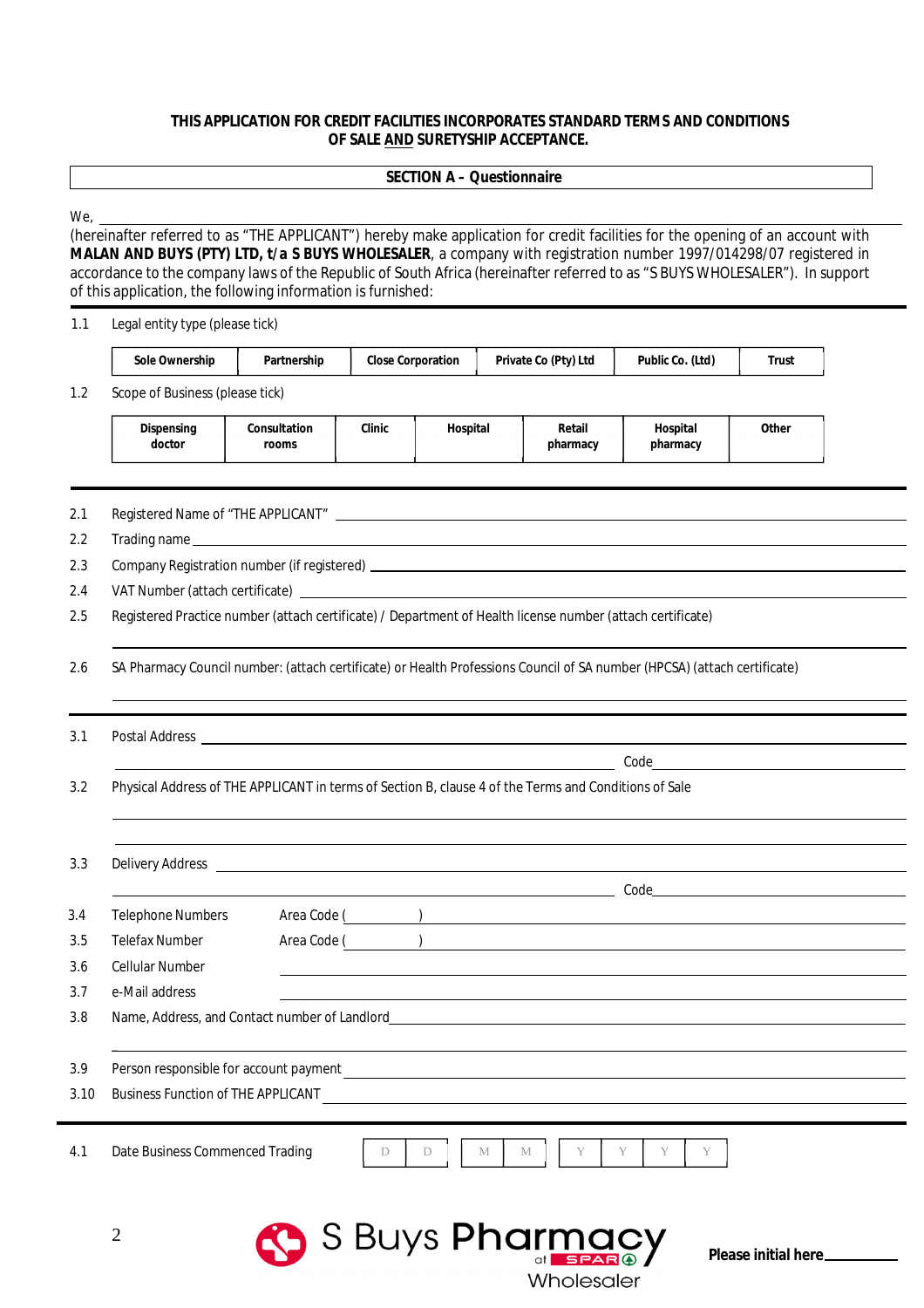**THIS APPLICATION FOR CREDIT FACILITIES INCORPORATES STANDARD TERMS AND CONDITIONS OF SALE AND SURETYSHIP ACCEPTANCE.**

## SECTION A – Questionnaire

We, \_\_\_\_\_\_\_\_\_\_\_\_\_\_\_\_\_\_\_\_\_\_\_\_\_\_\_\_\_\_\_\_\_\_\_\_\_\_\_\_\_\_\_\_\_\_\_\_\_\_\_\_\_\_\_\_\_\_\_\_
(hereinafter referred to as "THE APPLICANT") hereby make application for credit facilities for the opening of an account with **MALAN AND BUYS (PTY) LTD, t/a S BUYS WHOLESALER**, a company with registration number 1997/014298/07 registered in accordance to the company laws of the Republic of South Africa (hereinafter referred to as "S BUYS WHOLESALER"). In support of this application, the following information is furnished:

1.1 Legal entity type (please tick)

| Sole Ownership | Partnership | Close Corporation | Private Co (Pty) Ltd | Public Co. (Ltd) | Trust |
|---|---|---|---|---|---|
| | | | | | |

1.2 Scope of Business (please tick)

| Dispensing doctor | Consultation rooms | Clinic | Hospital | Retail pharmacy | Hospital pharmacy | Other |
|---|---|---|---|---|---|---|
| | | | | | | |

2.1 Registered Name of "THE APPLICANT" \_\_\_\_\_\_\_\_\_\_\_\_\_\_\_\_\_\_\_\_\_\_\_\_\_\_\_\_\_\_

2.2 Trading name \_\_\_\_\_\_\_\_\_\_\_\_\_\_\_\_\_\_\_\_\_\_\_\_\_\_\_\_\_\_

2.3 Company Registration number (if registered) \_\_\_\_\_\_\_\_\_\_\_\_\_\_\_\_\_\_\_\_\_\_\_\_\_\_\_\_\_\_

2.4 VAT Number (attach certificate) \_\_\_\_\_\_\_\_\_\_\_\_\_\_\_\_\_\_\_\_\_\_\_\_\_\_\_\_\_\_

2.5 Registered Practice number (attach certificate) / Department of Health license number (attach certificate)
\_\_\_\_\_\_\_\_\_\_\_\_\_\_\_\_\_\_\_\_\_\_\_\_\_\_\_\_\_\_\_\_\_\_\_\_\_\_\_\_\_\_\_\_\_\_\_\_\_\_\_\_\_\_\_\_\_\_\_\_

2.6 SA Pharmacy Council number: (attach certificate) or Health Professions Council of SA number (HPCSA) (attach certificate)
\_\_\_\_\_\_\_\_\_\_\_\_\_\_\_\_\_\_\_\_\_\_\_\_\_\_\_\_\_\_\_\_\_\_\_\_\_\_\_\_\_\_\_\_\_\_\_\_\_\_\_\_\_\_\_\_\_\_\_\_

3.1 Postal Address \_\_\_\_\_\_\_\_\_\_\_\_\_\_\_\_\_\_\_\_\_\_\_\_\_\_\_\_\_\_
\_\_\_\_\_\_\_\_\_\_\_\_\_\_\_\_\_\_\_\_\_\_\_\_\_\_\_\_\_\_ Code\_\_\_\_\_\_\_\_\_\_\_\_\_\_\_\_

3.2 Physical Address of THE APPLICANT in terms of Section B, clause 4 of the Terms and Conditions of Sale
\_\_\_\_\_\_\_\_\_\_\_\_\_\_\_\_\_\_\_\_\_\_\_\_\_\_\_\_\_\_\_\_\_\_\_\_\_\_\_\_\_\_\_\_\_\_\_\_\_\_\_\_\_\_\_\_\_\_\_\_
\_\_\_\_\_\_\_\_\_\_\_\_\_\_\_\_\_\_\_\_\_\_\_\_\_\_\_\_\_\_\_\_\_\_\_\_\_\_\_\_\_\_\_\_\_\_\_\_\_\_\_\_\_\_\_\_\_\_\_\_

3.3 Delivery Address \_\_\_\_\_\_\_\_\_\_\_\_\_\_\_\_\_\_\_\_\_\_\_\_\_\_\_\_\_\_
\_\_\_\_\_\_\_\_\_\_\_\_\_\_\_\_\_\_\_\_\_\_\_\_\_\_\_\_\_\_ Code\_\_\_\_\_\_\_\_\_\_\_\_\_\_\_\_

3.4 Telephone Numbers Area Code (\_\_\_\_\_\_\_\_) \_\_\_\_\_\_\_\_\_\_\_\_\_\_\_\_\_\_\_\_\_\_\_\_\_\_\_\_\_\_

3.5 Telefax Number Area Code (\_\_\_\_\_\_\_\_) \_\_\_\_\_\_\_\_\_\_\_\_\_\_\_\_\_\_\_\_\_\_\_\_\_\_\_\_\_\_

3.6 Cellular Number \_\_\_\_\_\_\_\_\_\_\_\_\_\_\_\_\_\_\_\_\_\_\_\_\_\_\_\_\_\_

3.7 e-Mail address \_\_\_\_\_\_\_\_\_\_\_\_\_\_\_\_\_\_\_\_\_\_\_\_\_\_\_\_\_\_

3.8 Name, Address, and Contact number of Landlord \_\_\_\_\_\_\_\_\_\_\_\_\_\_\_\_\_\_\_\_\_\_\_\_\_\_\_\_\_\_
\_\_\_\_\_\_\_\_\_\_\_\_\_\_\_\_\_\_\_\_\_\_\_\_\_\_\_\_\_\_\_\_\_\_\_\_\_\_\_\_\_\_\_\_\_\_\_\_\_\_\_\_\_\_\_\_\_\_\_\_

3.9 Person responsible for account payment \_\_\_\_\_\_\_\_\_\_\_\_\_\_\_\_\_\_\_\_\_\_\_\_\_\_\_\_\_\_

3.10 Business Function of THE APPLICANT \_\_\_\_\_\_\_\_\_\_\_\_\_\_\_\_\_\_\_\_\_\_\_\_\_\_\_\_\_\_

4.1 Date Business Commenced Trading

| D | D | M | M | Y | Y | Y | Y |
|---|---|---|---|---|---|---|---|

S Buys Pharmacy at SPAR Wholesaler

**Please initial here**\_\_\_\_\_\_\_\_\_\_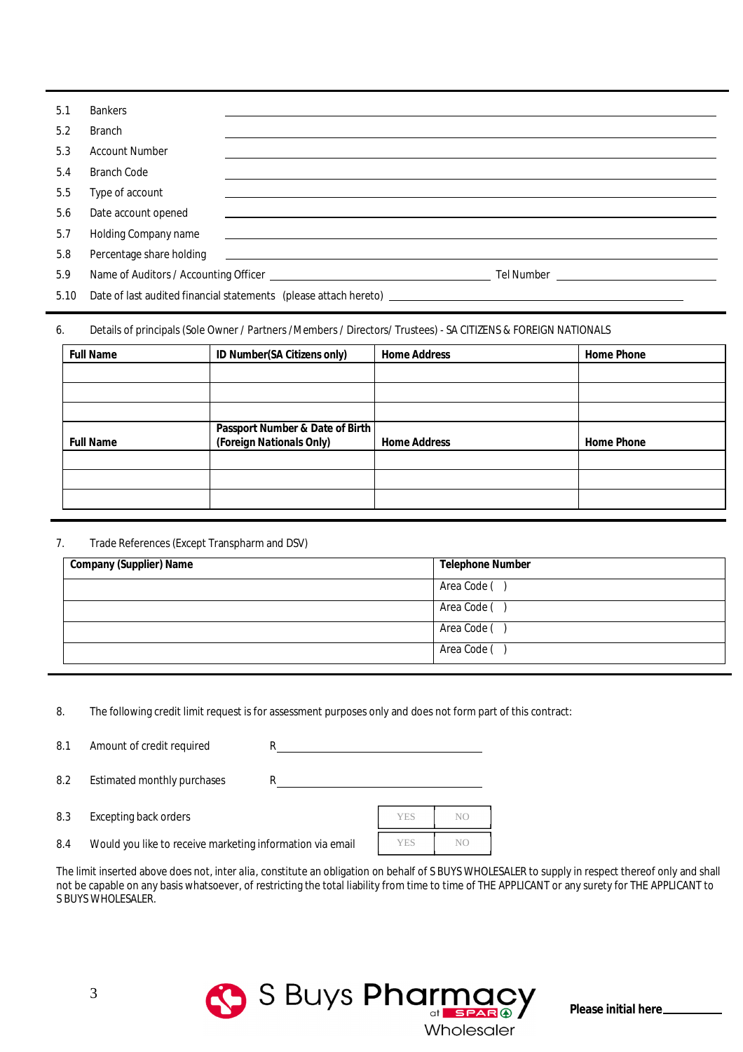5.1 Bankers ______________________________

5.2 Branch ______________________________

5.3 Account Number ______________________________

5.4 Branch Code ______________________________

5.5 Type of account ______________________________

5.6 Date account opened ______________________________

5.7 Holding Company name ______________________________

5.8 Percentage share holding ______________________________

5.9 Name of Auditors / Accounting Officer ______________________________ Tel Number ______________________________

5.10 Date of last audited financial statements (please attach hereto) ______________________________

6. Details of principals (Sole Owner / Partners / Members / Directors/ Trustees) - SA CITIZENS & FOREIGN NATIONALS

| **Full Name** | **ID Number(SA Citizens only)** | **Home Address** | **Home Phone** |
|---|---|---|---|
| | | | |
| | | | |
| | | | |
| **Full Name** | **Passport Number & Date of Birth (Foreign Nationals Only)** | **Home Address** | **Home Phone** |
| | | | |
| | | | |
| | | | |

7. Trade References (Except Transpharm and DSV)

| **Company (Supplier) Name** | **Telephone Number** |
|---|---|
| | Area Code ( ) |
| | Area Code ( ) |
| | Area Code ( ) |
| | Area Code ( ) |

8. The following credit limit request is for assessment purposes only and does not form part of this contract:

8.1 Amount of credit required R______________________________

8.2 Estimated monthly purchases R______________________________

8.3 Excepting back orders YES NO

8.4 Would you like to receive marketing information via email YES NO

The limit inserted above does not, inter alia, constitute an obligation on behalf of S BUYS WHOLESALER to supply in respect thereof only and shall not be capable on any basis whatsoever, of restricting the total liability from time to time of THE APPLICANT or any surety for THE APPLICANT to S BUYS WHOLESALER.

S Buys Pharmacy at SPAR Wholesaler

**Please initial here**__________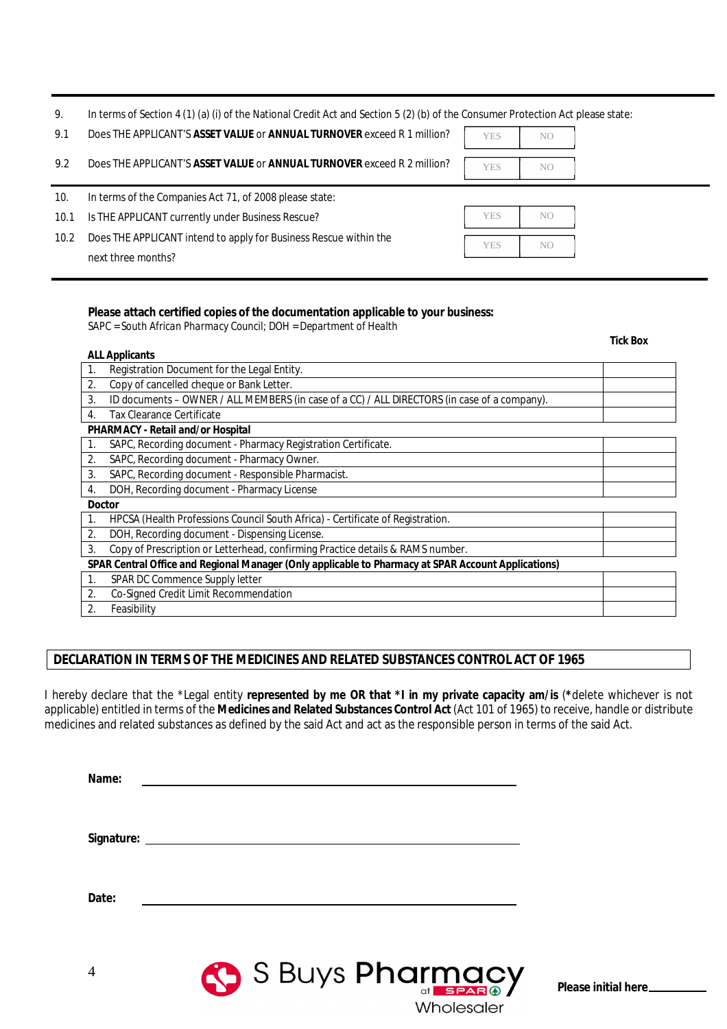| | | | |
|---|---|---|---|
| 9. | In terms of Section 4 (1) (a) (i) of the National Credit Act and Section 5 (2) (b) of the Consumer Protection Act please state: | | |
| 9.1 | Does THE APPLICANT'S **ASSET VALUE** or **ANNUAL TURNOVER** exceed R 1 million? | YES | NO |
| 9.2 | Does THE APPLICANT'S **ASSET VALUE** or **ANNUAL TURNOVER** exceed R 2 million? | YES | NO |
| 10. | In terms of the Companies Act 71, of 2008 please state: | | |
| 10.1 | Is THE APPLICANT currently under Business Rescue? | YES | NO |
| 10.2 | Does THE APPLICANT intend to apply for Business Rescue within the next three months? | YES | NO |

**Please attach certified copies of the documentation applicable to your business:**

SAPC = South African Pharmacy Council; DOH = Department of Health

| | Tick Box |
|---|---|
| **ALL Applicants** | |
| 1. Registration Document for the Legal Entity. | |
| 2. Copy of cancelled cheque or Bank Letter. | |
| 3. ID documents – OWNER / ALL MEMBERS (in case of a CC) / ALL DIRECTORS (in case of a company). | |
| 4. Tax Clearance Certificate | |
| **PHARMACY - Retail and/or Hospital** | |
| 1. SAPC, Recording document - Pharmacy Registration Certificate. | |
| 2. SAPC, Recording document - Pharmacy Owner. | |
| 3. SAPC, Recording document - Responsible Pharmacist. | |
| 4. DOH, Recording document - Pharmacy License | |
| **Doctor** | |
| 1. HPCSA (Health Professions Council South Africa) - Certificate of Registration. | |
| 2. DOH, Recording document - Dispensing License. | |
| 3. Copy of Prescription or Letterhead, confirming Practice details & RAMS number. | |
| **SPAR Central Office and Regional Manager (Only applicable to Pharmacy at SPAR Account Applications)** | |
| 1. SPAR DC Commence Supply letter | |
| 2. Co-Signed Credit Limit Recommendation | |
| 2. Feasibility | |

## DECLARATION IN TERMS OF THE MEDICINES AND RELATED SUBSTANCES CONTROL ACT OF 1965

I hereby declare that the *Legal entity **represented by me OR that *I in my private capacity am/is** (*delete whichever is not applicable) entitled in terms of the **Medicines and Related Substances Control Act** (Act 101 of 1965) to receive, handle or distribute medicines and related substances as defined by the said Act and act as the responsible person in terms of the said Act.

**Name:** ______________________________

**Signature:** ______________________________

**Date:** ______________________________

S Buys Pharmacy at SPAR Wholesaler

**Please initial here** __________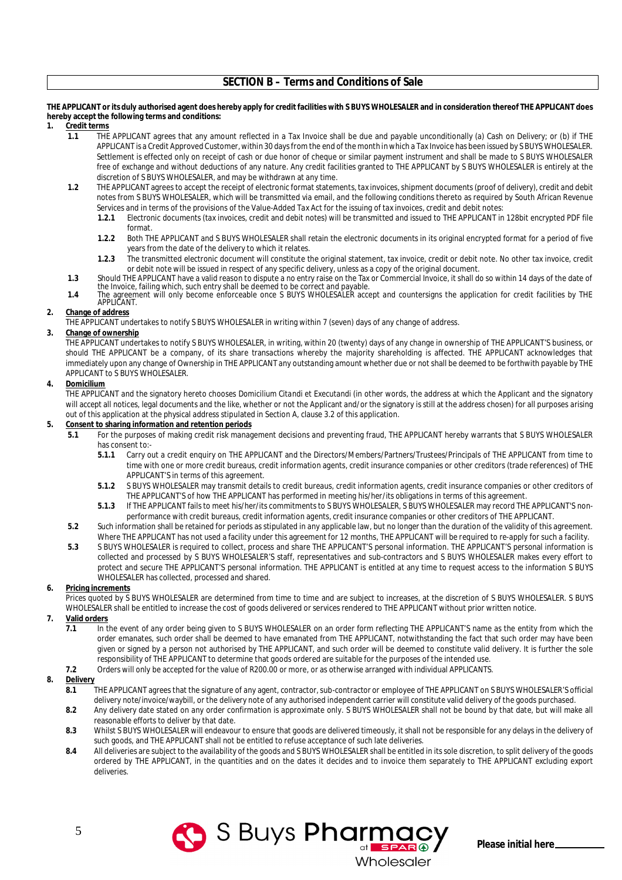## SECTION B – Terms and Conditions of Sale

**THE APPLICANT or its duly authorised agent does hereby apply for credit facilities with S BUYS WHOLESALER and in consideration thereof THE APPLICANT does hereby accept the following terms and conditions:**

**1. Credit terms**

**1.1** THE APPLICANT agrees that any amount reflected in a Tax Invoice shall be due and payable unconditionally (a) Cash on Delivery; or (b) if THE APPLICANT is a Credit Approved Customer, within 30 days from the end of the month in which a Tax Invoice has been issued by S BUYS WHOLESALER. Settlement is effected only on receipt of cash or due honor of cheque or similar payment instrument and shall be made to S BUYS WHOLESALER free of exchange and without deductions of any nature. Any credit facilities granted to THE APPLICANT by S BUYS WHOLESALER is entirely at the discretion of S BUYS WHOLESALER, and may be withdrawn at any time.

**1.2** THE APPLICANT agrees to accept the receipt of electronic format statements, tax invoices, shipment documents (proof of delivery), credit and debit notes from S BUYS WHOLESALER, which will be transmitted via email, and the following conditions thereto as required by South African Revenue Services and in terms of the provisions of the Value-Added Tax Act for the issuing of tax invoices, credit and debit notes:

**1.2.1** Electronic documents (tax invoices, credit and debit notes) will be transmitted and issued to THE APPLICANT in 128bit encrypted PDF file format.

**1.2.2** Both THE APPLICANT and S BUYS WHOLESALER shall retain the electronic documents in its original encrypted format for a period of five years from the date of the delivery to which it relates.

**1.2.3** The transmitted electronic document will constitute the original statement, tax invoice, credit or debit note. No other tax invoice, credit or debit note will be issued in respect of any specific delivery, unless as a copy of the original document.

**1.3** Should THE APPLICANT have a valid reason to dispute a no entry raise on the Tax or Commercial Invoice, it shall do so within 14 days of the date of the Invoice, failing which, such entry shall be deemed to be correct and payable.

**1.4** The agreement will only become enforceable once S BUYS WHOLESALER accept and countersigns the application for credit facilities by THE APPLICANT.

**2. Change of address**

THE APPLICANT undertakes to notify S BUYS WHOLESALER in writing within 7 (seven) days of any change of address.

**3. Change of ownership**

THE APPLICANT undertakes to notify S BUYS WHOLESALER, in writing, within 20 (twenty) days of any change in ownership of THE APPLICANT'S business, or should THE APPLICANT be a company, of its share transactions whereby the majority shareholding is affected. THE APPLICANT acknowledges that immediately upon any change of Ownership in THE APPLICANT any outstanding amount whether due or not shall be deemed to be forthwith payable by THE APPLICANT to S BUYS WHOLESALER.

**4. Domicilium**

THE APPLICANT and the signatory hereto chooses Domicilium *Citandi et Executandi* (in other words, the address at which the Applicant and the signatory will accept all notices, legal documents and the like, whether or not the Applicant and/or the signatory is still at the address chosen) for all purposes arising out of this application at the physical address stipulated in Section A, clause 3.2 of this application.

**5. Consent to sharing information and retention periods**

**5.1** For the purposes of making credit risk management decisions and preventing fraud, THE APPLICANT hereby warrants that S BUYS WHOLESALER has consent to:-

**5.1.1** Carry out a credit enquiry on THE APPLICANT and the Directors/Members/Partners/Trustees/Principals of THE APPLICANT from time to time with one or more credit bureaus, credit information agents, credit insurance companies or other creditors (trade references) of THE APPLICANT'S in terms of this agreement.

**5.1.2** S BUYS WHOLESALER may transmit details to credit bureaus, credit information agents, credit insurance companies or other creditors of THE APPLICANT'S of how THE APPLICANT has performed in meeting his/her/its obligations in terms of this agreement.

**5.1.3** If THE APPLICANT fails to meet his/her/its commitments to S BUYS WHOLESALER, S BUYS WHOLESALER may record THE APPLICANT'S non-performance with credit bureaus, credit information agents, credit insurance companies or other creditors of THE APPLICANT.

**5.2** Such information shall be retained for periods as stipulated in any applicable law, but no longer than the duration of the validity of this agreement. Where THE APPLICANT has not used a facility under this agreement for 12 months, THE APPLICANT will be required to re-apply for such a facility.

**5.3** S BUYS WHOLESALER is required to collect, process and share THE APPLICANT'S personal information. THE APPLICANT'S personal information is collected and processed by S BUYS WHOLESALER'S staff, representatives and sub-contractors and S BUYS WHOLESALER makes every effort to protect and secure THE APPLICANT'S personal information. THE APPLICANT is entitled at any time to request access to the information S BUYS WHOLESALER has collected, processed and shared.

**6. Pricing increments**

Prices quoted by S BUYS WHOLESALER are determined from time to time and are subject to increases, at the discretion of S BUYS WHOLESALER. S BUYS WHOLESALER shall be entitled to increase the cost of goods delivered or services rendered to THE APPLICANT without prior written notice.

**7. Valid orders**

**7.1** In the event of any order being given to S BUYS WHOLESALER on an order form reflecting THE APPLICANT'S name as the entity from which the order emanates, such order shall be deemed to have emanated from THE APPLICANT, notwithstanding the fact that such order may have been given or signed by a person not authorised by THE APPLICANT, and such order will be deemed to constitute valid delivery. It is further the sole responsibility of THE APPLICANT to determine that goods ordered are suitable for the purposes of the intended use.

**7.2** Orders will only be accepted for the value of R200.00 or more, or as otherwise arranged with individual APPLICANTS.

**8. Delivery**

**8.1** THE APPLICANT agrees that the signature of any agent, contractor, sub-contractor or employee of THE APPLICANT on S BUYS WHOLESALER'S official delivery note/invoice/waybill, or the delivery note of any authorised independent carrier will constitute valid delivery of the goods purchased.

**8.2** Any delivery date stated on any order confirmation is approximate only. S BUYS WHOLESALER shall not be bound by that date, but will make all reasonable efforts to deliver by that date.

**8.3** Whilst S BUYS WHOLESALER will endeavour to ensure that goods are delivered timeously, it shall not be responsible for any delays in the delivery of such goods, and THE APPLICANT shall not be entitled to refuse acceptance of such late deliveries.

**8.4** All deliveries are subject to the availability of the goods and S BUYS WHOLESALER shall be entitled in its sole discretion, to split delivery of the goods ordered by THE APPLICANT, in the quantities and on the dates it decides and to invoice them separately to THE APPLICANT excluding export deliveries.

**Please initial here** \_\_\_\_\_\_\_\_\_\_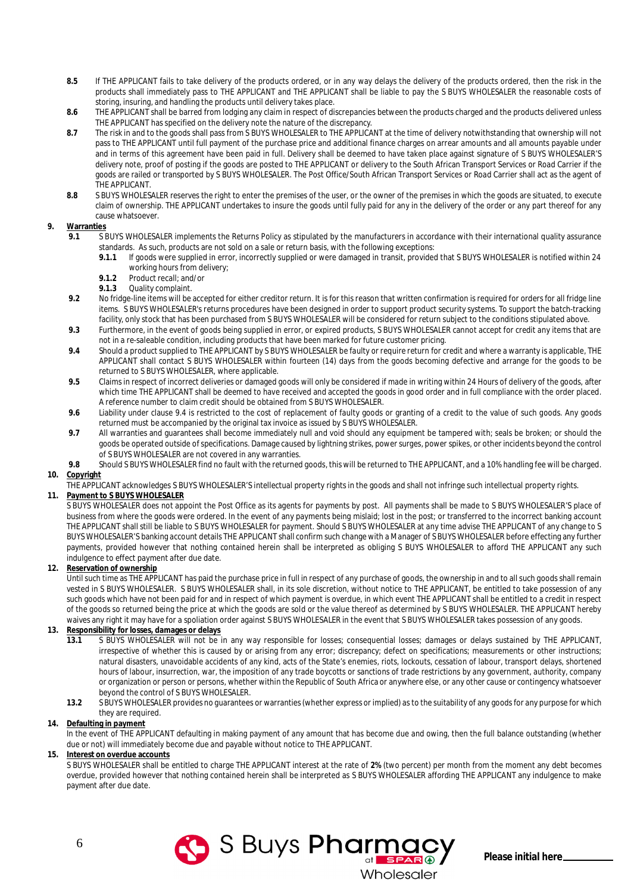**8.5** If THE APPLICANT fails to take delivery of the products ordered, or in any way delays the delivery of the products ordered, then the risk in the products shall immediately pass to THE APPLICANT and THE APPLICANT shall be liable to pay the S BUYS WHOLESALER the reasonable costs of storing, insuring, and handling the products until delivery takes place.

**8.6** THE APPLICANT shall be barred from lodging any claim in respect of discrepancies between the products charged and the products delivered unless THE APPLICANT has specified on the delivery note the nature of the discrepancy.

**8.7** The risk in and to the goods shall pass from S BUYS WHOLESALER to THE APPLICANT at the time of delivery notwithstanding that ownership will not pass to THE APPLICANT until full payment of the purchase price and additional finance charges on arrear amounts and all amounts payable under and in terms of this agreement have been paid in full. Delivery shall be deemed to have taken place against signature of S BUYS WHOLESALER'S delivery note, proof of posting if the goods are posted to THE APPLICANT or delivery to the South African Transport Services or Road Carrier if the goods are railed or transported by S BUYS WHOLESALER. The Post Office/South African Transport Services or Road Carrier shall act as the agent of THE APPLICANT.

**8.8** S BUYS WHOLESALER reserves the right to enter the premises of the user, or the owner of the premises in which the goods are situated, to execute claim of ownership. THE APPLICANT undertakes to insure the goods until fully paid for any in the delivery of the order or any part thereof for any cause whatsoever.

**9. Warranties**

**9.1** S BUYS WHOLESALER implements the Returns Policy as stipulated by the manufacturers in accordance with their international quality assurance standards. As such, products are not sold on a sale or return basis, with the following exceptions:

**9.1.1** If goods were supplied in error, incorrectly supplied or were damaged in transit, provided that S BUYS WHOLESALER is notified within 24 working hours from delivery;

**9.1.2** Product recall; and/or

**9.1.3** Quality complaint.

**9.2** No fridge-line items will be accepted for either creditor return. It is for this reason that written confirmation is required for orders for all fridge line items. S BUYS WHOLESALER's returns procedures have been designed in order to support product security systems. To support the batch-tracking facility, only stock that has been purchased from S BUYS WHOLESALER will be considered for return subject to the conditions stipulated above.

**9.3** Furthermore, in the event of goods being supplied in error, or expired products, S BUYS WHOLESALER cannot accept for credit any items that are not in a re-saleable condition, including products that have been marked for future customer pricing.

**9.4** Should a product supplied to THE APPLICANT by S BUYS WHOLESALER be faulty or require return for credit and where a warranty is applicable, THE APPLICANT shall contact S BUYS WHOLESALER within fourteen (14) days from the goods becoming defective and arrange for the goods to be returned to S BUYS WHOLESALER, where applicable.

**9.5** Claims in respect of incorrect deliveries or damaged goods will only be considered if made in writing within 24 Hours of delivery of the goods, after which time THE APPLICANT shall be deemed to have received and accepted the goods in good order and in full compliance with the order placed. A reference number to claim credit should be obtained from S BUYS WHOLESALER.

**9.6** Liability under clause 9.4 is restricted to the cost of replacement of faulty goods or granting of a credit to the value of such goods. Any goods returned must be accompanied by the original tax invoice as issued by S BUYS WHOLESALER.

**9.7** All warranties and guarantees shall become immediately null and void should any equipment be tampered with; seals be broken; or should the goods be operated outside of specifications. Damage caused by lightning strikes, power surges, power spikes, or other incidents beyond the control of S BUYS WHOLESALER are not covered in any warranties.

**9.8** Should S BUYS WHOLESALER find no fault with the returned goods, this will be returned to THE APPLICANT, and a 10% handling fee will be charged.

**10. Copyright**

THE APPLICANT acknowledges S BUYS WHOLESALER'S intellectual property rights in the goods and shall not infringe such intellectual property rights.

**11. Payment to S BUYS WHOLESALER**

S BUYS WHOLESALER does not appoint the Post Office as its agents for payments by post. All payments shall be made to S BUYS WHOLESALER'S place of business from where the goods were ordered. In the event of any payments being mislaid; lost in the post; or transferred to the incorrect banking account THE APPLICANT shall still be liable to S BUYS WHOLESALER for payment. Should S BUYS WHOLESALER at any time advise THE APPLICANT of any change to S BUYS WHOLESALER'S banking account details THE APPLICANT shall confirm such change with a Manager of S BUYS WHOLESALER before effecting any further payments, provided however that nothing contained herein shall be interpreted as obliging S BUYS WHOLESALER to afford THE APPLICANT any such indulgence to effect payment after due date.

**12. Reservation of ownership**

Until such time as THE APPLICANT has paid the purchase price in full in respect of any purchase of goods, the ownership in and to all such goods shall remain vested in S BUYS WHOLESALER. S BUYS WHOLESALER shall, in its sole discretion, without notice to THE APPLICANT, be entitled to take possession of any such goods which have not been paid for and in respect of which payment is overdue, in which event THE APPLICANT shall be entitled to a credit in respect of the goods so returned being the price at which the goods are sold or the value thereof as determined by S BUYS WHOLESALER. THE APPLICANT hereby waives any right it may have for a spoliation order against S BUYS WHOLESALER in the event that S BUYS WHOLESALER takes possession of any goods.

**13. Responsibility for losses, damages or delays**

**13.1** S BUYS WHOLESALER will not be in any way responsible for losses; consequential losses; damages or delays sustained by THE APPLICANT, irrespective of whether this is caused by or arising from any error; discrepancy; defect on specifications; measurements or other instructions; natural disasters, unavoidable accidents of any kind, acts of the State's enemies, riots, lockouts, cessation of labour, transport delays, shortened hours of labour, insurrection, war, the imposition of any trade boycotts or sanctions of trade restrictions by any government, authority, company or organization or person or persons, whether within the Republic of South Africa or anywhere else, or any other cause or contingency whatsoever beyond the control of S BUYS WHOLESALER.

**13.2** S BUYS WHOLESALER provides no guarantees or warranties (whether express or implied) as to the suitability of any goods for any purpose for which they are required.

**14. Defaulting in payment**

In the event of THE APPLICANT defaulting in making payment of any amount that has become due and owing, then the full balance outstanding (whether due or not) will immediately become due and payable without notice to THE APPLICANT.

**15. Interest on overdue accounts**

S BUYS WHOLESALER shall be entitled to charge THE APPLICANT interest at the rate of **2%** (two percent) per month from the moment any debt becomes overdue, provided however that nothing contained herein shall be interpreted as S BUYS WHOLESALER affording THE APPLICANT any indulgence to make payment after due date.

**Please initial here**\_\_\_\_\_\_\_\_\_\_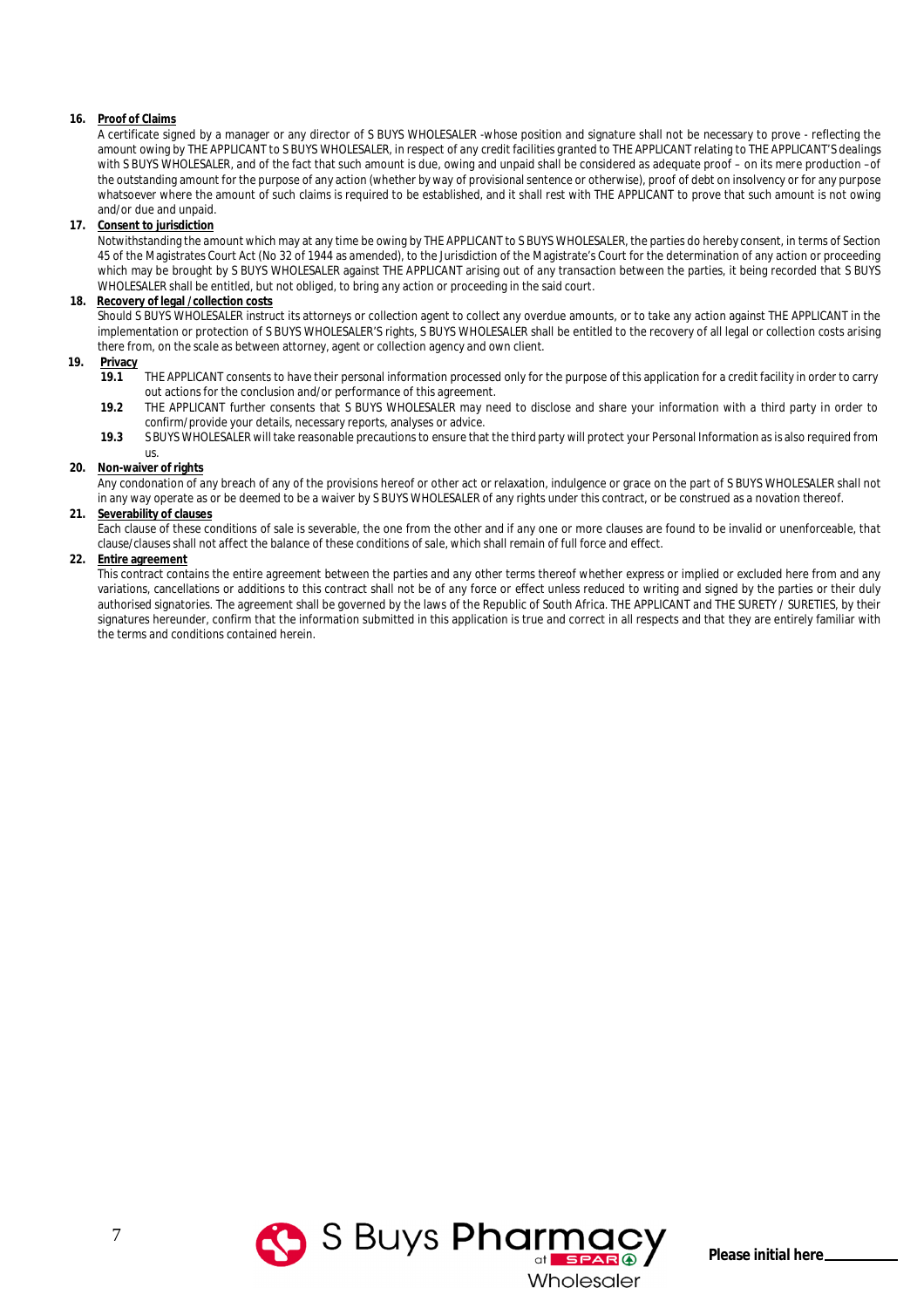**16. Proof of Claims**

A certificate signed by a manager or any director of S BUYS WHOLESALER -whose position and signature shall not be necessary to prove - reflecting the amount owing by THE APPLICANT to S BUYS WHOLESALER, in respect of any credit facilities granted to THE APPLICANT relating to THE APPLICANT'S dealings with S BUYS WHOLESALER, and of the fact that such amount is due, owing and unpaid shall be considered as adequate proof – on its mere production –of the outstanding amount for the purpose of any action (whether by way of provisional sentence or otherwise), proof of debt on insolvency or for any purpose whatsoever where the amount of such claims is required to be established, and it shall rest with THE APPLICANT to prove that such amount is not owing and/or due and unpaid.

**17. Consent to jurisdiction**

Notwithstanding the amount which may at any time be owing by THE APPLICANT to S BUYS WHOLESALER, the parties do hereby consent, in terms of Section 45 of the Magistrates Court Act (No 32 of 1944 as amended), to the Jurisdiction of the Magistrate's Court for the determination of any action or proceeding which may be brought by S BUYS WHOLESALER against THE APPLICANT arising out of any transaction between the parties, it being recorded that S BUYS WHOLESALER shall be entitled, but not obliged, to bring any action or proceeding in the said court.

**18. Recovery of legal / collection costs**

Should S BUYS WHOLESALER instruct its attorneys or collection agent to collect any overdue amounts, or to take any action against THE APPLICANT in the implementation or protection of S BUYS WHOLESALER'S rights, S BUYS WHOLESALER shall be entitled to the recovery of all legal or collection costs arising there from, on the scale as between attorney, agent or collection agency and own client.

**19. Privacy**

**19.1** THE APPLICANT consents to have their personal information processed only for the purpose of this application for a credit facility in order to carry out actions for the conclusion and/or performance of this agreement.

**19.2** THE APPLICANT further consents that S BUYS WHOLESALER may need to disclose and share your information with a third party in order to confirm/provide your details, necessary reports, analyses or advice.

**19.3** S BUYS WHOLESALER will take reasonable precautions to ensure that the third party will protect your Personal Information as is also required from us.

**20. Non-waiver of rights**

Any condonation of any breach of any of the provisions hereof or other act or relaxation, indulgence or grace on the part of S BUYS WHOLESALER shall not in any way operate as or be deemed to be a waiver by S BUYS WHOLESALER of any rights under this contract, or be construed as a novation thereof.

**21. Severability of clauses**

Each clause of these conditions of sale is severable, the one from the other and if any one or more clauses are found to be invalid or unenforceable, that clause/clauses shall not affect the balance of these conditions of sale, which shall remain of full force and effect.

**22. Entire agreement**

This contract contains the entire agreement between the parties and any other terms thereof whether express or implied or excluded here from and any variations, cancellations or additions to this contract shall not be of any force or effect unless reduced to writing and signed by the parties or their duly authorised signatories. The agreement shall be governed by the laws of the Republic of South Africa. THE APPLICANT and THE SURETY / SURETIES, by their signatures hereunder, confirm that the information submitted in this application is true and correct in all respects and that they are entirely familiar with the terms and conditions contained herein.

S Buys Pharmacy at SPAR Wholesaler

**Please initial here**\_\_\_\_\_\_\_\_\_\_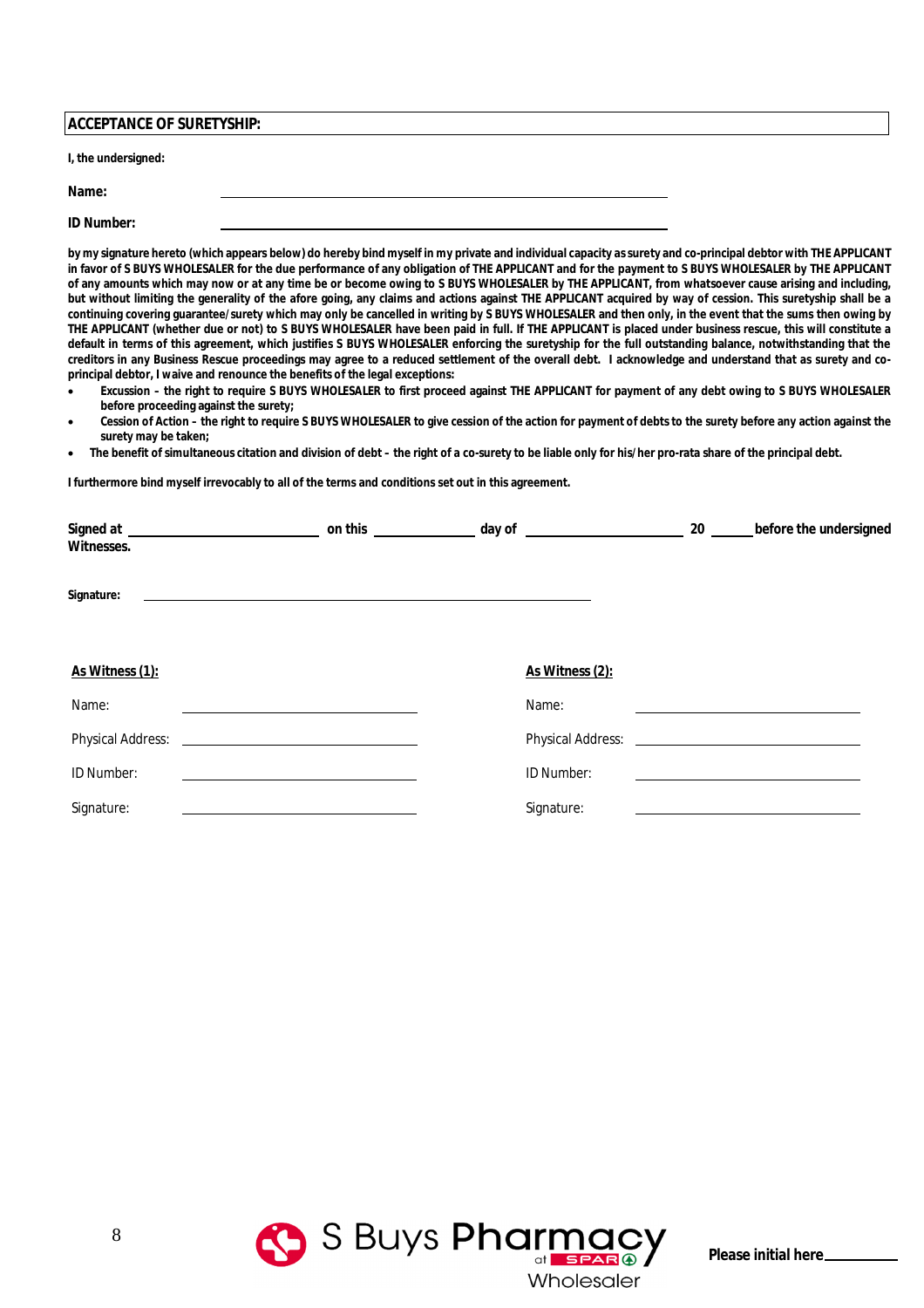## ACCEPTANCE OF SURETYSHIP:

**I, the undersigned:**

**Name:** ______________________________

**ID Number:** ______________________________

**by my signature hereto (which appears below) do hereby bind myself in my private and individual capacity as surety and co-principal debtor with THE APPLICANT in favor of S BUYS WHOLESALER for the due performance of any obligation of THE APPLICANT and for the payment to S BUYS WHOLESALER by THE APPLICANT of any amounts which may now or at any time be or become owing to S BUYS WHOLESALER by THE APPLICANT, from whatsoever cause arising and including, but without limiting the generality of the afore going, any claims and actions against THE APPLICANT acquired by way of cession. This suretyship shall be a continuing covering guarantee/surety which may only be cancelled in writing by S BUYS WHOLESALER and then only, in the event that the sums then owing by THE APPLICANT (whether due or not) to S BUYS WHOLESALER have been paid in full. If THE APPLICANT is placed under business rescue, this will constitute a default in terms of this agreement, which justifies S BUYS WHOLESALER enforcing the suretyship for the full outstanding balance, notwithstanding that the creditors in any Business Rescue proceedings may agree to a reduced settlement of the overall debt. I acknowledge and understand that as surety and co-principal debtor, I waive and renounce the benefits of the legal exceptions:**

- **Excussion – the right to require S BUYS WHOLESALER to first proceed against THE APPLICANT for payment of any debt owing to S BUYS WHOLESALER before proceeding against the surety;**
- **Cession of Action – the right to require S BUYS WHOLESALER to give cession of the action for payment of debts to the surety before any action against the surety may be taken;**
- **The benefit of simultaneous citation and division of debt – the right of a co-surety to be liable only for his/her pro-rata share of the principal debt.**

**I furthermore bind myself irrevocably to all of the terms and conditions set out in this agreement.**

**Signed at** ____________________ **on this** ____________ **day of** ____________________ **20** ______ **before the undersigned Witnesses.**

**Signature:** ______________________________

**As Witness (1):**

Name: ______________________________

Physical Address: ______________________________

ID Number: ______________________________

Signature: ______________________________

**As Witness (2):**

Name: ______________________________

Physical Address: ______________________________

ID Number: ______________________________

Signature: ______________________________

S Buys Pharmacy at SPAR Wholesaler

**Please initial here** __________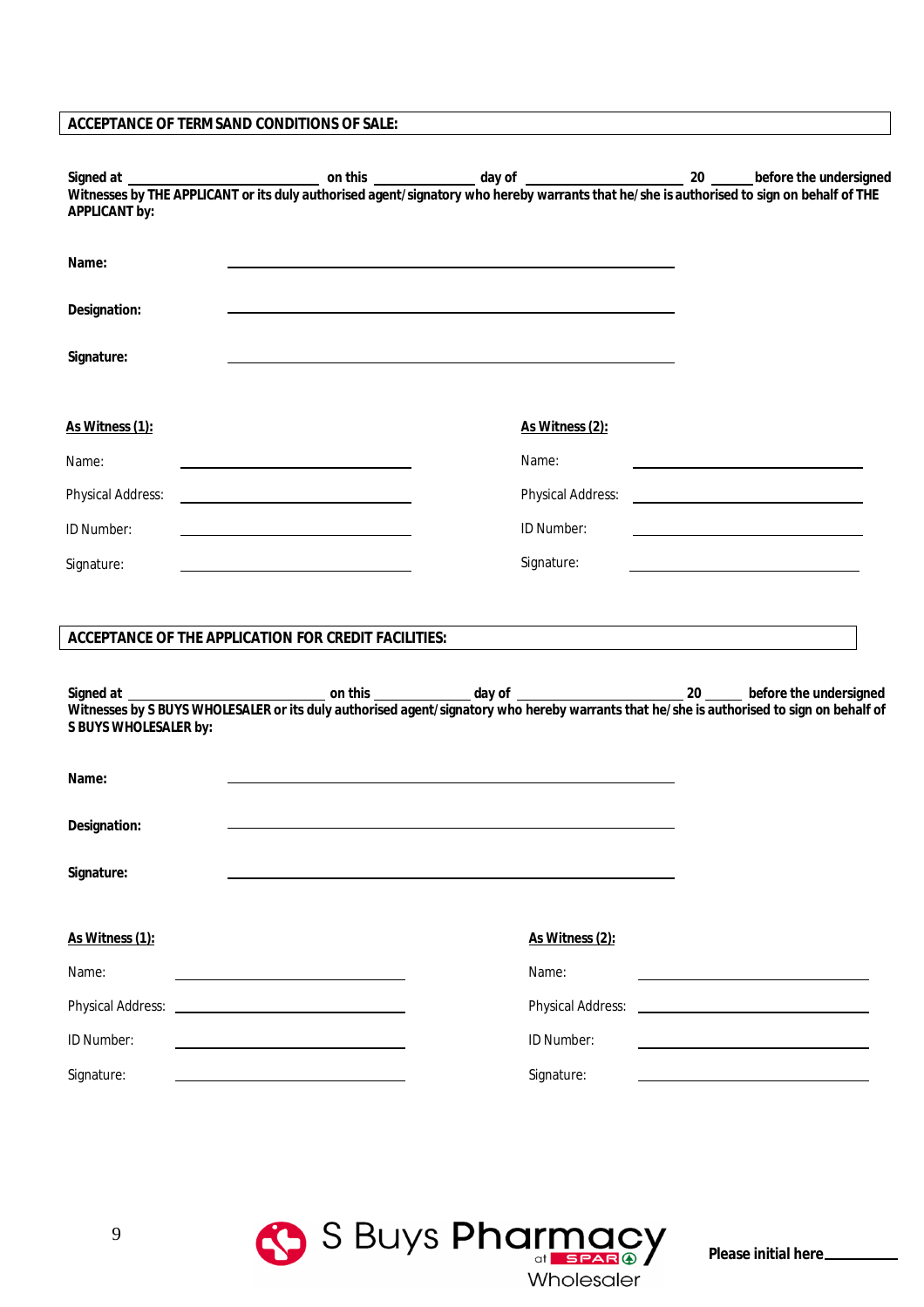## ACCEPTANCE OF TERMSAND CONDITIONS OF SALE:

**Signed at \_\_\_\_\_\_\_\_\_\_\_\_\_\_\_\_\_\_\_\_\_\_\_\_\_\_\_ on this \_\_\_\_\_\_\_\_\_\_\_\_\_\_ day of \_\_\_\_\_\_\_\_\_\_\_\_\_\_\_\_\_\_\_\_\_\_ 20 \_\_\_\_\_ before the undersigned Witnesses by THE APPLICANT or its duly authorised agent/signatory who hereby warrants that he/she is authorised to sign on behalf of THE APPLICANT by:**

**Name:** \_\_\_\_\_\_\_\_\_\_\_\_\_\_\_\_\_\_\_\_\_\_\_\_\_\_\_\_\_\_\_\_\_\_\_\_\_\_\_\_\_\_\_\_\_\_\_\_\_\_\_\_\_\_\_\_\_\_\_\_

**Designation:** \_\_\_\_\_\_\_\_\_\_\_\_\_\_\_\_\_\_\_\_\_\_\_\_\_\_\_\_\_\_\_\_\_\_\_\_\_\_\_\_\_\_\_\_\_\_\_\_\_\_\_\_\_\_\_\_\_\_\_\_

**Signature:** \_\_\_\_\_\_\_\_\_\_\_\_\_\_\_\_\_\_\_\_\_\_\_\_\_\_\_\_\_\_\_\_\_\_\_\_\_\_\_\_\_\_\_\_\_\_\_\_\_\_\_\_\_\_\_\_\_\_\_\_

**As Witness (1):**

Name: \_\_\_\_\_\_\_\_\_\_\_\_\_\_\_\_\_\_\_\_\_\_\_\_\_\_\_\_\_\_\_\_

Physical Address: \_\_\_\_\_\_\_\_\_\_\_\_\_\_\_\_\_\_\_\_\_\_\_\_\_\_\_\_\_\_\_\_

ID Number: \_\_\_\_\_\_\_\_\_\_\_\_\_\_\_\_\_\_\_\_\_\_\_\_\_\_\_\_\_\_\_\_

Signature: \_\_\_\_\_\_\_\_\_\_\_\_\_\_\_\_\_\_\_\_\_\_\_\_\_\_\_\_\_\_\_\_

**As Witness (2):**

Name: \_\_\_\_\_\_\_\_\_\_\_\_\_\_\_\_\_\_\_\_\_\_\_\_\_\_\_\_\_\_\_\_

Physical Address: \_\_\_\_\_\_\_\_\_\_\_\_\_\_\_\_\_\_\_\_\_\_\_\_\_\_\_\_\_\_\_\_

ID Number: \_\_\_\_\_\_\_\_\_\_\_\_\_\_\_\_\_\_\_\_\_\_\_\_\_\_\_\_\_\_\_\_

Signature: \_\_\_\_\_\_\_\_\_\_\_\_\_\_\_\_\_\_\_\_\_\_\_\_\_\_\_\_\_\_\_\_

## ACCEPTANCE OF THE APPLICATION FOR CREDIT FACILITIES:

**Signed at \_\_\_\_\_\_\_\_\_\_\_\_\_\_\_\_\_\_\_\_\_\_\_\_\_\_\_ on this \_\_\_\_\_\_\_\_\_\_\_\_\_\_ day of \_\_\_\_\_\_\_\_\_\_\_\_\_\_\_\_\_\_\_\_\_\_ 20 \_\_\_\_\_ before the undersigned Witnesses by S BUYS WHOLESALER or its duly authorised agent/signatory who hereby warrants that he/she is authorised to sign on behalf of S BUYS WHOLESALER by:**

**Name:** \_\_\_\_\_\_\_\_\_\_\_\_\_\_\_\_\_\_\_\_\_\_\_\_\_\_\_\_\_\_\_\_\_\_\_\_\_\_\_\_\_\_\_\_\_\_\_\_\_\_\_\_\_\_\_\_\_\_\_\_

**Designation:** \_\_\_\_\_\_\_\_\_\_\_\_\_\_\_\_\_\_\_\_\_\_\_\_\_\_\_\_\_\_\_\_\_\_\_\_\_\_\_\_\_\_\_\_\_\_\_\_\_\_\_\_\_\_\_\_\_\_\_\_

**Signature:** \_\_\_\_\_\_\_\_\_\_\_\_\_\_\_\_\_\_\_\_\_\_\_\_\_\_\_\_\_\_\_\_\_\_\_\_\_\_\_\_\_\_\_\_\_\_\_\_\_\_\_\_\_\_\_\_\_\_\_\_

**As Witness (1):**

Name: \_\_\_\_\_\_\_\_\_\_\_\_\_\_\_\_\_\_\_\_\_\_\_\_\_\_\_\_\_\_\_\_

Physical Address: \_\_\_\_\_\_\_\_\_\_\_\_\_\_\_\_\_\_\_\_\_\_\_\_\_\_\_\_\_\_\_\_

ID Number: \_\_\_\_\_\_\_\_\_\_\_\_\_\_\_\_\_\_\_\_\_\_\_\_\_\_\_\_\_\_\_\_

Signature: \_\_\_\_\_\_\_\_\_\_\_\_\_\_\_\_\_\_\_\_\_\_\_\_\_\_\_\_\_\_\_\_

**As Witness (2):**

Name: \_\_\_\_\_\_\_\_\_\_\_\_\_\_\_\_\_\_\_\_\_\_\_\_\_\_\_\_\_\_\_\_

Physical Address: \_\_\_\_\_\_\_\_\_\_\_\_\_\_\_\_\_\_\_\_\_\_\_\_\_\_\_\_\_\_\_\_

ID Number: \_\_\_\_\_\_\_\_\_\_\_\_\_\_\_\_\_\_\_\_\_\_\_\_\_\_\_\_\_\_\_\_

Signature: \_\_\_\_\_\_\_\_\_\_\_\_\_\_\_\_\_\_\_\_\_\_\_\_\_\_\_\_\_\_\_\_

S Buys Pharmacy at SPAR Wholesaler

**Please initial here\_\_\_\_\_\_\_\_\_\_**